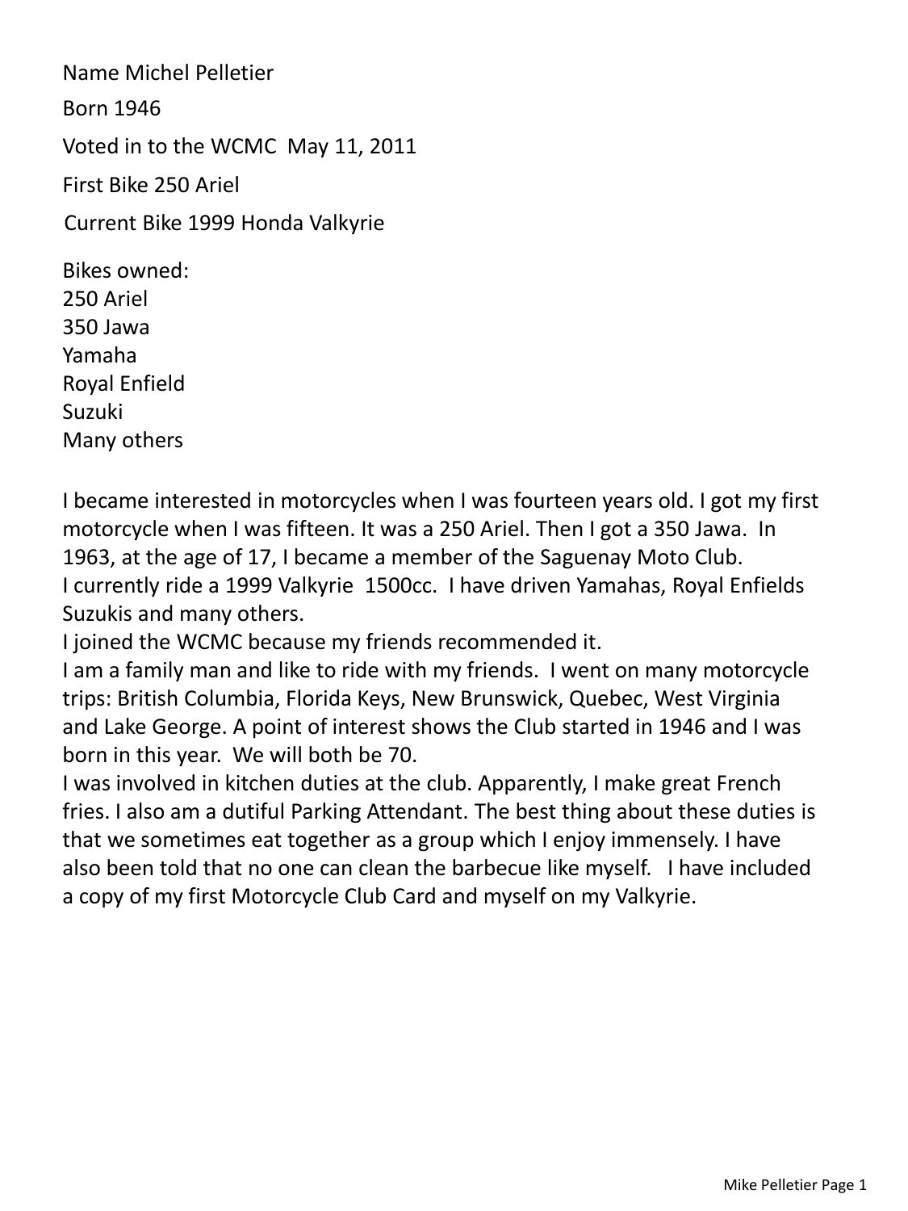Name Michel Pelletier

Born 1946

Voted in to the WCMC May 11, 2011

First Bike 250 Ariel

Current Bike 1999 Honda Valkyrie

Bikes owned:
250 Ariel
350 Jawa
Yamaha
Royal Enfield
Suzuki
Many others

I became interested in motorcycles when I was fourteen years old. I got my first motorcycle when I was fifteen. It was a 250 Ariel. Then I got a 350 Jawa. In 1963, at the age of 17, I became a member of the Saguenay Moto Club.
I currently ride a 1999 Valkyrie 1500cc. I have driven Yamahas, Royal Enfields Suzukis and many others.
I joined the WCMC because my friends recommended it.
I am a family man and like to ride with my friends. I went on many motorcycle trips: British Columbia, Florida Keys, New Brunswick, Quebec, West Virginia and Lake George. A point of interest shows the Club started in 1946 and I was born in this year. We will both be 70.
I was involved in kitchen duties at the club. Apparently, I make great French fries. I also am a dutiful Parking Attendant. The best thing about these duties is that we sometimes eat together as a group which I enjoy immensely. I have also been told that no one can clean the barbecue like myself. I have included a copy of my first Motorcycle Club Card and myself on my Valkyrie.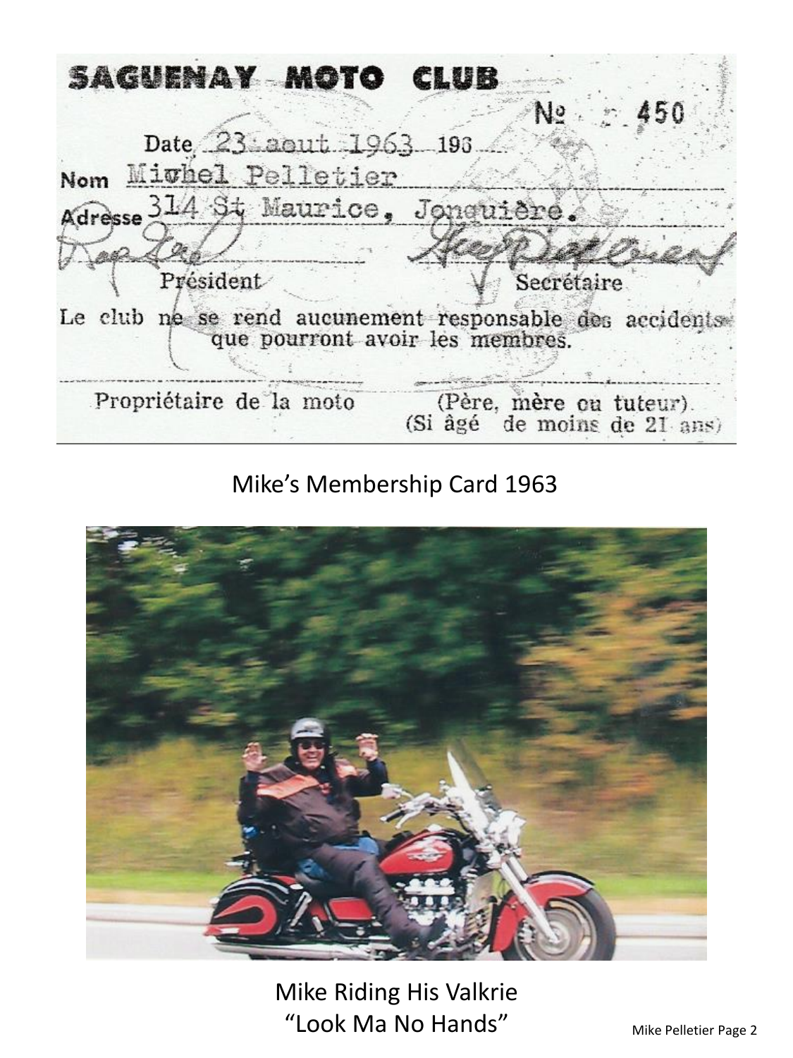SAGUENAY MOTO CLUB

№ 450

Date 23 aout 1963 196

Nom Michel Pelletier

Adresse 314 St Maurice, Jonquière.

Président Secrétaire

Le club ne se rend aucunement responsable des accidents que pourront avoir les membres.

Propriétaire de la moto (Père, mère ou tuteur). (Si âgé de moins de 21 ans)

Mike's Membership Card 1963

Mike Riding His Valkrie
"Look Ma No Hands"